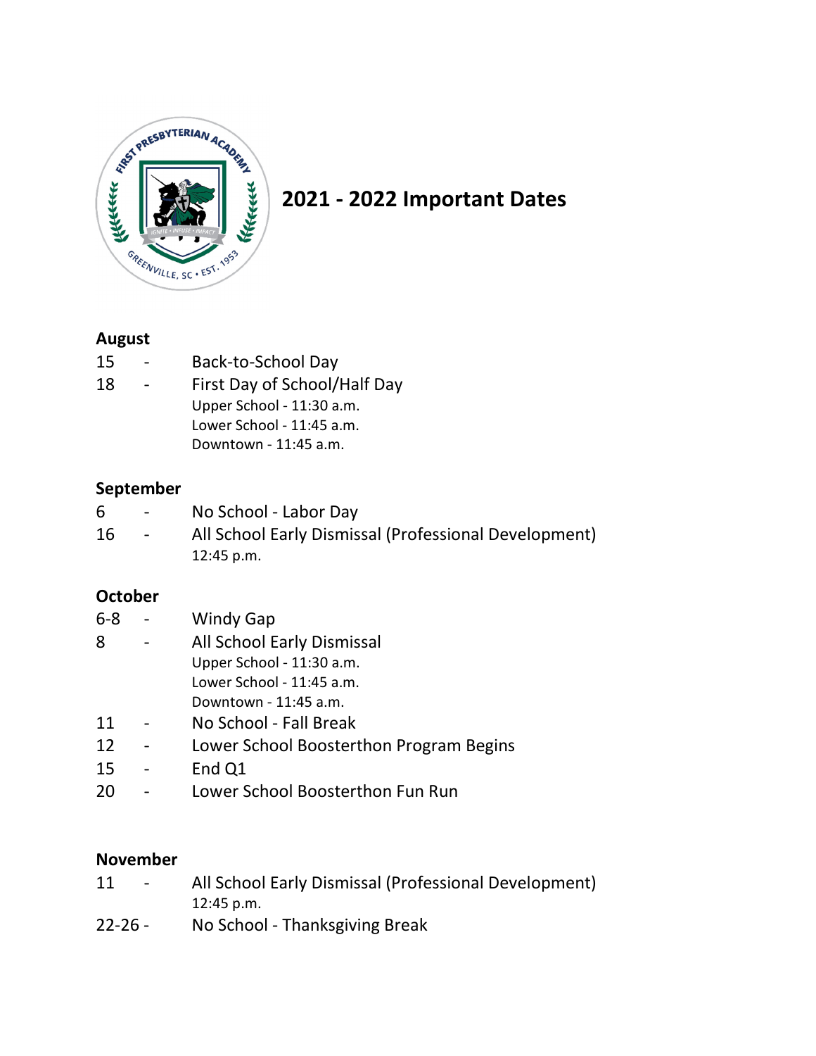# 2021 - 2022 Important Dates

### August

15 - Back-to-School Day

18 - First Day of School/Half Day
Upper School - 11:30 a.m.
Lower School - 11:45 a.m.
Downtown - 11:45 a.m.

### September

6 - No School - Labor Day

16 - All School Early Dismissal (Professional Development)
12:45 p.m.

### October

6-8 - Windy Gap

8 - All School Early Dismissal
Upper School - 11:30 a.m.
Lower School - 11:45 a.m.
Downtown - 11:45 a.m.

11 - No School - Fall Break

12 - Lower School Boosterthon Program Begins

15 - End Q1

20 - Lower School Boosterthon Fun Run

### November

11 - All School Early Dismissal (Professional Development)
12:45 p.m.

22-26 - No School - Thanksgiving Break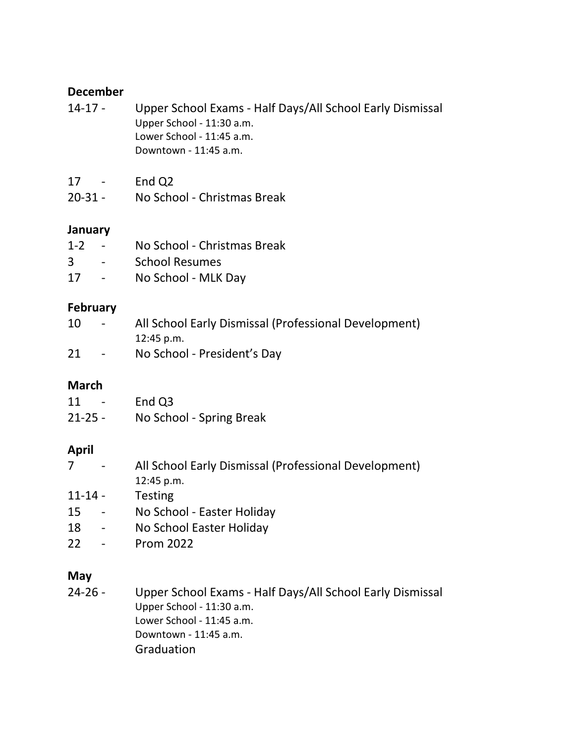**December**

14-17 - Upper School Exams - Half Days/All School Early Dismissal
Upper School - 11:30 a.m.
Lower School - 11:45 a.m.
Downtown - 11:45 a.m.

17 - End Q2

20-31 - No School - Christmas Break

**January**

1-2 - No School - Christmas Break

3 - School Resumes

17 - No School - MLK Day

**February**

10 - All School Early Dismissal (Professional Development)
12:45 p.m.

21 - No School - President's Day

**March**

11 - End Q3

21-25 - No School - Spring Break

**April**

7 - All School Early Dismissal (Professional Development)
12:45 p.m.

11-14 - Testing

15 - No School - Easter Holiday

18 - No School Easter Holiday

22 - Prom 2022

**May**

24-26 - Upper School Exams - Half Days/All School Early Dismissal
Upper School - 11:30 a.m.
Lower School - 11:45 a.m.
Downtown - 11:45 a.m.
Graduation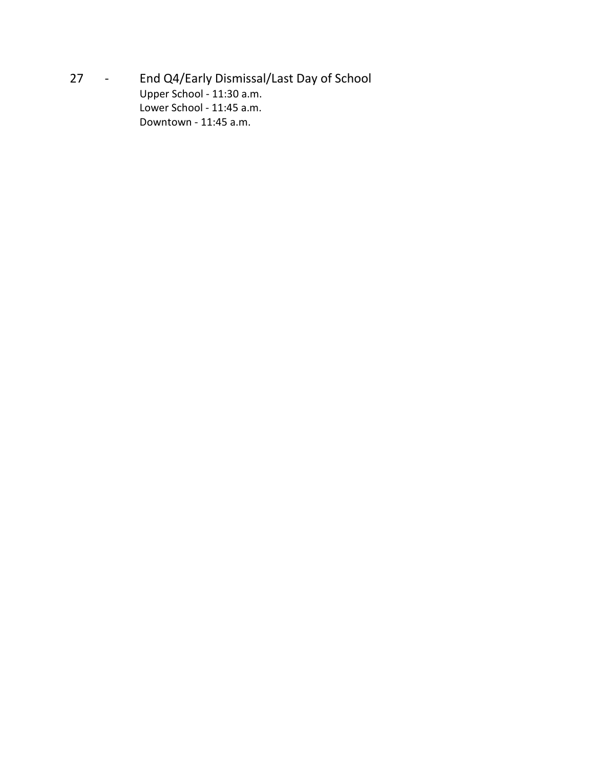27 - End Q4/Early Dismissal/Last Day of School

Upper School - 11:30 a.m.
Lower School - 11:45 a.m.
Downtown - 11:45 a.m.